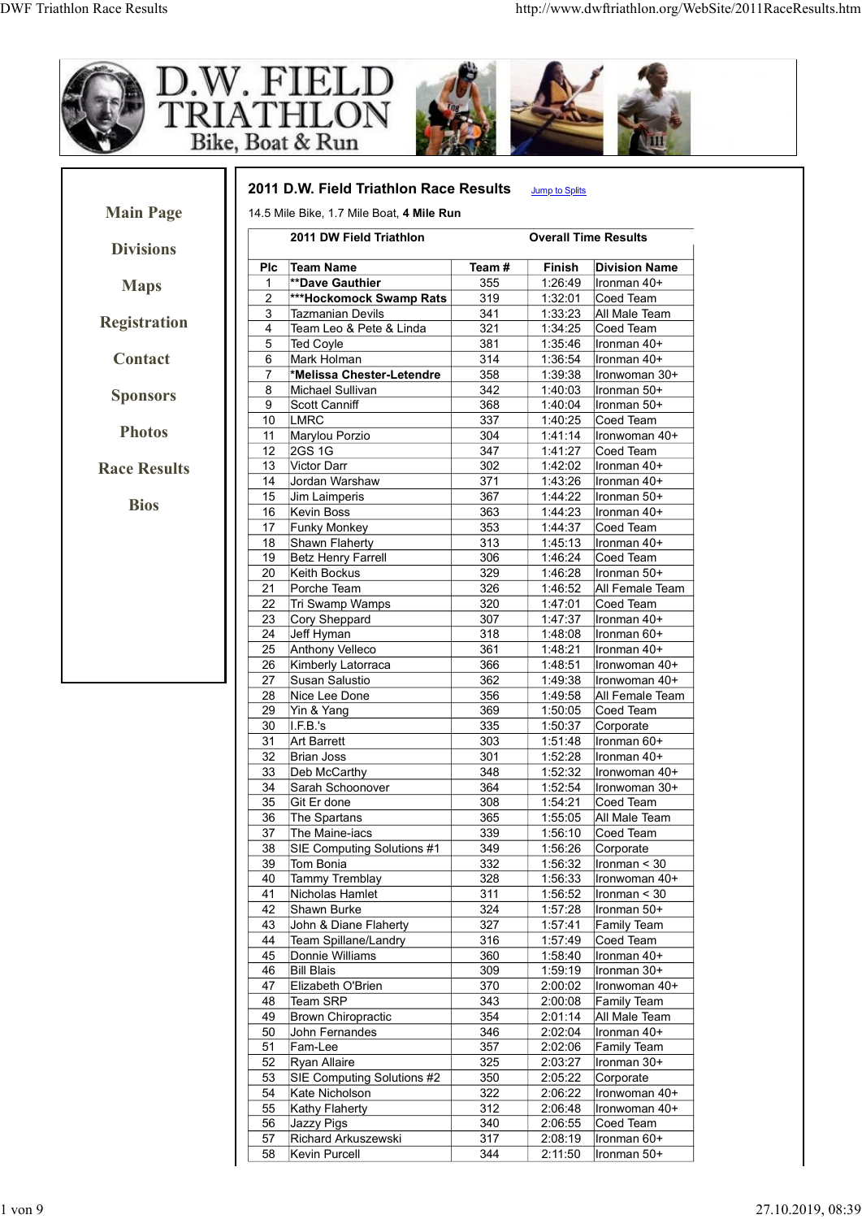# D.W. FIELD TRIATHLON

Bike, Boat & Run

- Main Page
- Divisions
- Maps
- Registration
- Contact
- Sponsors
- Photos
- Race Results
- Bios

## 2011 D.W. Field Triathlon Race Results

Jump to Splits

14.5 Mile Bike, 1.7 Mile Boat, **4 Mile Run**

| 2011 DW Field Triathlon | | | Overall Time Results | |
|---|---|---|---|---|
| **Plc** | **Team Name** | **Team #** | **Finish** | **Division Name** |
| 1 | **\*\*Dave Gauthier** | 355 | 1:26:49 | Ironman 40+ |
| 2 | **\*\*\*Hockomock Swamp Rats** | 319 | 1:32:01 | Coed Team |
| 3 | Tazmanian Devils | 341 | 1:33:23 | All Male Team |
| 4 | Team Leo & Pete & Linda | 321 | 1:34:25 | Coed Team |
| 5 | Ted Coyle | 381 | 1:35:46 | Ironman 40+ |
| 6 | Mark Holman | 314 | 1:36:54 | Ironman 40+ |
| 7 | **\*Melissa Chester-Letendre** | 358 | 1:39:38 | Ironwoman 30+ |
| 8 | Michael Sullivan | 342 | 1:40:03 | Ironman 50+ |
| 9 | Scott Canniff | 368 | 1:40:04 | Ironman 50+ |
| 10 | LMRC | 337 | 1:40:25 | Coed Team |
| 11 | Marylou Porzio | 304 | 1:41:14 | Ironwoman 40+ |
| 12 | 2GS 1G | 347 | 1:41:27 | Coed Team |
| 13 | Victor Darr | 302 | 1:42:02 | Ironman 40+ |
| 14 | Jordan Warshaw | 371 | 1:43:26 | Ironman 40+ |
| 15 | Jim Laimperis | 367 | 1:44:22 | Ironman 50+ |
| 16 | Kevin Boss | 363 | 1:44:23 | Ironman 40+ |
| 17 | Funky Monkey | 353 | 1:44:37 | Coed Team |
| 18 | Shawn Flaherty | 313 | 1:45:13 | Ironman 40+ |
| 19 | Betz Henry Farrell | 306 | 1:46:24 | Coed Team |
| 20 | Keith Bockus | 329 | 1:46:28 | Ironman 50+ |
| 21 | Porche Team | 326 | 1:46:52 | All Female Team |
| 22 | Tri Swamp Wamps | 320 | 1:47:01 | Coed Team |
| 23 | Cory Sheppard | 307 | 1:47:37 | Ironman 40+ |
| 24 | Jeff Hyman | 318 | 1:48:08 | Ironman 60+ |
| 25 | Anthony Velleco | 361 | 1:48:21 | Ironman 40+ |
| 26 | Kimberly Latorraca | 366 | 1:48:51 | Ironwoman 40+ |
| 27 | Susan Salustio | 362 | 1:49:38 | Ironwoman 40+ |
| 28 | Nice Lee Done | 356 | 1:49:58 | All Female Team |
| 29 | Yin & Yang | 369 | 1:50:05 | Coed Team |
| 30 | I.F.B.'s | 335 | 1:50:37 | Corporate |
| 31 | Art Barrett | 303 | 1:51:48 | Ironman 60+ |
| 32 | Brian Joss | 301 | 1:52:28 | Ironman 40+ |
| 33 | Deb McCarthy | 348 | 1:52:32 | Ironwoman 40+ |
| 34 | Sarah Schoonover | 364 | 1:52:54 | Ironwoman 30+ |
| 35 | Git Er done | 308 | 1:54:21 | Coed Team |
| 36 | The Spartans | 365 | 1:55:05 | All Male Team |
| 37 | The Maine-iacs | 339 | 1:56:10 | Coed Team |
| 38 | SIE Computing Solutions #1 | 349 | 1:56:26 | Corporate |
| 39 | Tom Bonia | 332 | 1:56:32 | Ironman < 30 |
| 40 | Tammy Tremblay | 328 | 1:56:33 | Ironwoman 40+ |
| 41 | Nicholas Hamlet | 311 | 1:56:52 | Ironman < 30 |
| 42 | Shawn Burke | 324 | 1:57:28 | Ironman 50+ |
| 43 | John & Diane Flaherty | 327 | 1:57:41 | Family Team |
| 44 | Team Spillane/Landry | 316 | 1:57:49 | Coed Team |
| 45 | Donnie Williams | 360 | 1:58:40 | Ironman 40+ |
| 46 | Bill Blais | 309 | 1:59:19 | Ironman 30+ |
| 47 | Elizabeth O'Brien | 370 | 2:00:02 | Ironwoman 40+ |
| 48 | Team SRP | 343 | 2:00:08 | Family Team |
| 49 | Brown Chiropractic | 354 | 2:01:14 | All Male Team |
| 50 | John Fernandes | 346 | 2:02:04 | Ironman 40+ |
| 51 | Fam-Lee | 357 | 2:02:06 | Family Team |
| 52 | Ryan Allaire | 325 | 2:03:27 | Ironman 30+ |
| 53 | SIE Computing Solutions #2 | 350 | 2:05:22 | Corporate |
| 54 | Kate Nicholson | 322 | 2:06:22 | Ironwoman 40+ |
| 55 | Kathy Flaherty | 312 | 2:06:48 | Ironwoman 40+ |
| 56 | Jazzy Pigs | 340 | 2:06:55 | Coed Team |
| 57 | Richard Arkuszewski | 317 | 2:08:19 | Ironman 60+ |
| 58 | Kevin Purcell | 344 | 2:11:50 | Ironman 50+ |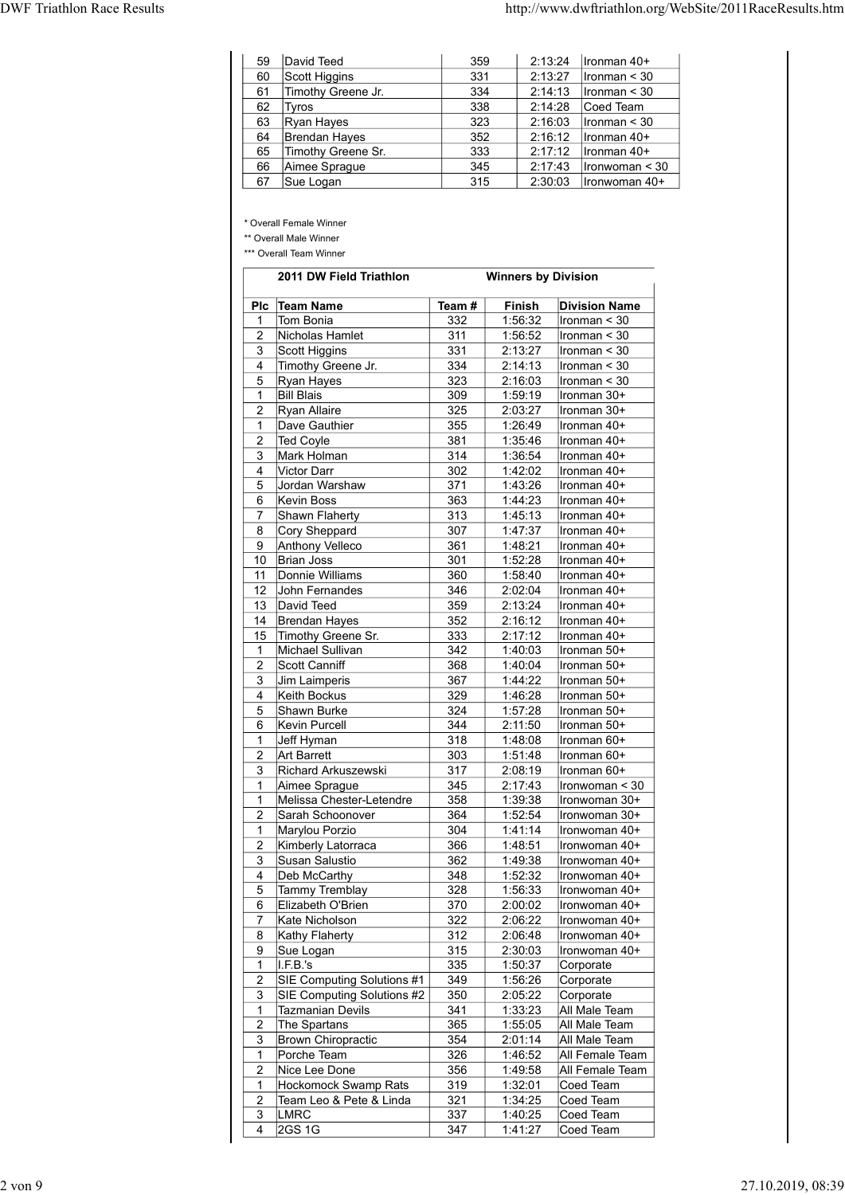| 59 | David Teed | 359 | 2:13:24 | Ironman 40+ |
|---|---|---|---|---|
| 60 | Scott Higgins | 331 | 2:13:27 | Ironman < 30 |
| 61 | Timothy Greene Jr. | 334 | 2:14:13 | Ironman < 30 |
| 62 | Tyros | 338 | 2:14:28 | Coed Team |
| 63 | Ryan Hayes | 323 | 2:16:03 | Ironman < 30 |
| 64 | Brendan Hayes | 352 | 2:16:12 | Ironman 40+ |
| 65 | Timothy Greene Sr. | 333 | 2:17:12 | Ironman 40+ |
| 66 | Aimee Sprague | 345 | 2:17:43 | Ironwoman < 30 |
| 67 | Sue Logan | 315 | 2:30:03 | Ironwoman 40+ |

* Overall Female Winner

** Overall Male Winner

*** Overall Team Winner

**2011 DW Field Triathlon** **Winners by Division**

| Plc | Team Name | Team # | Finish | Division Name |
|---|---|---|---|---|
| 1 | Tom Bonia | 332 | 1:56:32 | Ironman < 30 |
| 2 | Nicholas Hamlet | 311 | 1:56:52 | Ironman < 30 |
| 3 | Scott Higgins | 331 | 2:13:27 | Ironman < 30 |
| 4 | Timothy Greene Jr. | 334 | 2:14:13 | Ironman < 30 |
| 5 | Ryan Hayes | 323 | 2:16:03 | Ironman < 30 |
| 1 | Bill Blais | 309 | 1:59:19 | Ironman 30+ |
| 2 | Ryan Allaire | 325 | 2:03:27 | Ironman 30+ |
| 1 | Dave Gauthier | 355 | 1:26:49 | Ironman 40+ |
| 2 | Ted Coyle | 381 | 1:35:46 | Ironman 40+ |
| 3 | Mark Holman | 314 | 1:36:54 | Ironman 40+ |
| 4 | Victor Darr | 302 | 1:42:02 | Ironman 40+ |
| 5 | Jordan Warshaw | 371 | 1:43:26 | Ironman 40+ |
| 6 | Kevin Boss | 363 | 1:44:23 | Ironman 40+ |
| 7 | Shawn Flaherty | 313 | 1:45:13 | Ironman 40+ |
| 8 | Cory Sheppard | 307 | 1:47:37 | Ironman 40+ |
| 9 | Anthony Velleco | 361 | 1:48:21 | Ironman 40+ |
| 10 | Brian Joss | 301 | 1:52:28 | Ironman 40+ |
| 11 | Donnie Williams | 360 | 1:58:40 | Ironman 40+ |
| 12 | John Fernandes | 346 | 2:02:04 | Ironman 40+ |
| 13 | David Teed | 359 | 2:13:24 | Ironman 40+ |
| 14 | Brendan Hayes | 352 | 2:16:12 | Ironman 40+ |
| 15 | Timothy Greene Sr. | 333 | 2:17:12 | Ironman 40+ |
| 1 | Michael Sullivan | 342 | 1:40:03 | Ironman 50+ |
| 2 | Scott Canniff | 368 | 1:40:04 | Ironman 50+ |
| 3 | Jim Laimperis | 367 | 1:44:22 | Ironman 50+ |
| 4 | Keith Bockus | 329 | 1:46:28 | Ironman 50+ |
| 5 | Shawn Burke | 324 | 1:57:28 | Ironman 50+ |
| 6 | Kevin Purcell | 344 | 2:11:50 | Ironman 50+ |
| 1 | Jeff Hyman | 318 | 1:48:08 | Ironman 60+ |
| 2 | Art Barrett | 303 | 1:51:48 | Ironman 60+ |
| 3 | Richard Arkuszewski | 317 | 2:08:19 | Ironman 60+ |
| 1 | Aimee Sprague | 345 | 2:17:43 | Ironwoman < 30 |
| 1 | Melissa Chester-Letendre | 358 | 1:39:38 | Ironwoman 30+ |
| 2 | Sarah Schoonover | 364 | 1:52:54 | Ironwoman 30+ |
| 1 | Marylou Porzio | 304 | 1:41:14 | Ironwoman 40+ |
| 2 | Kimberly Latorraca | 366 | 1:48:51 | Ironwoman 40+ |
| 3 | Susan Salustio | 362 | 1:49:38 | Ironwoman 40+ |
| 4 | Deb McCarthy | 348 | 1:52:32 | Ironwoman 40+ |
| 5 | Tammy Tremblay | 328 | 1:56:33 | Ironwoman 40+ |
| 6 | Elizabeth O'Brien | 370 | 2:00:02 | Ironwoman 40+ |
| 7 | Kate Nicholson | 322 | 2:06:22 | Ironwoman 40+ |
| 8 | Kathy Flaherty | 312 | 2:06:48 | Ironwoman 40+ |
| 9 | Sue Logan | 315 | 2:30:03 | Ironwoman 40+ |
| 1 | I.F.B.'s | 335 | 1:50:37 | Corporate |
| 2 | SIE Computing Solutions #1 | 349 | 1:56:26 | Corporate |
| 3 | SIE Computing Solutions #2 | 350 | 2:05:22 | Corporate |
| 1 | Tazmanian Devils | 341 | 1:33:23 | All Male Team |
| 2 | The Spartans | 365 | 1:55:05 | All Male Team |
| 3 | Brown Chiropractic | 354 | 2:01:14 | All Male Team |
| 1 | Porche Team | 326 | 1:46:52 | All Female Team |
| 2 | Nice Lee Done | 356 | 1:49:58 | All Female Team |
| 1 | Hockomock Swamp Rats | 319 | 1:32:01 | Coed Team |
| 2 | Team Leo & Pete & Linda | 321 | 1:34:25 | Coed Team |
| 3 | LMRC | 337 | 1:40:25 | Coed Team |
| 4 | 2GS 1G | 347 | 1:41:27 | Coed Team |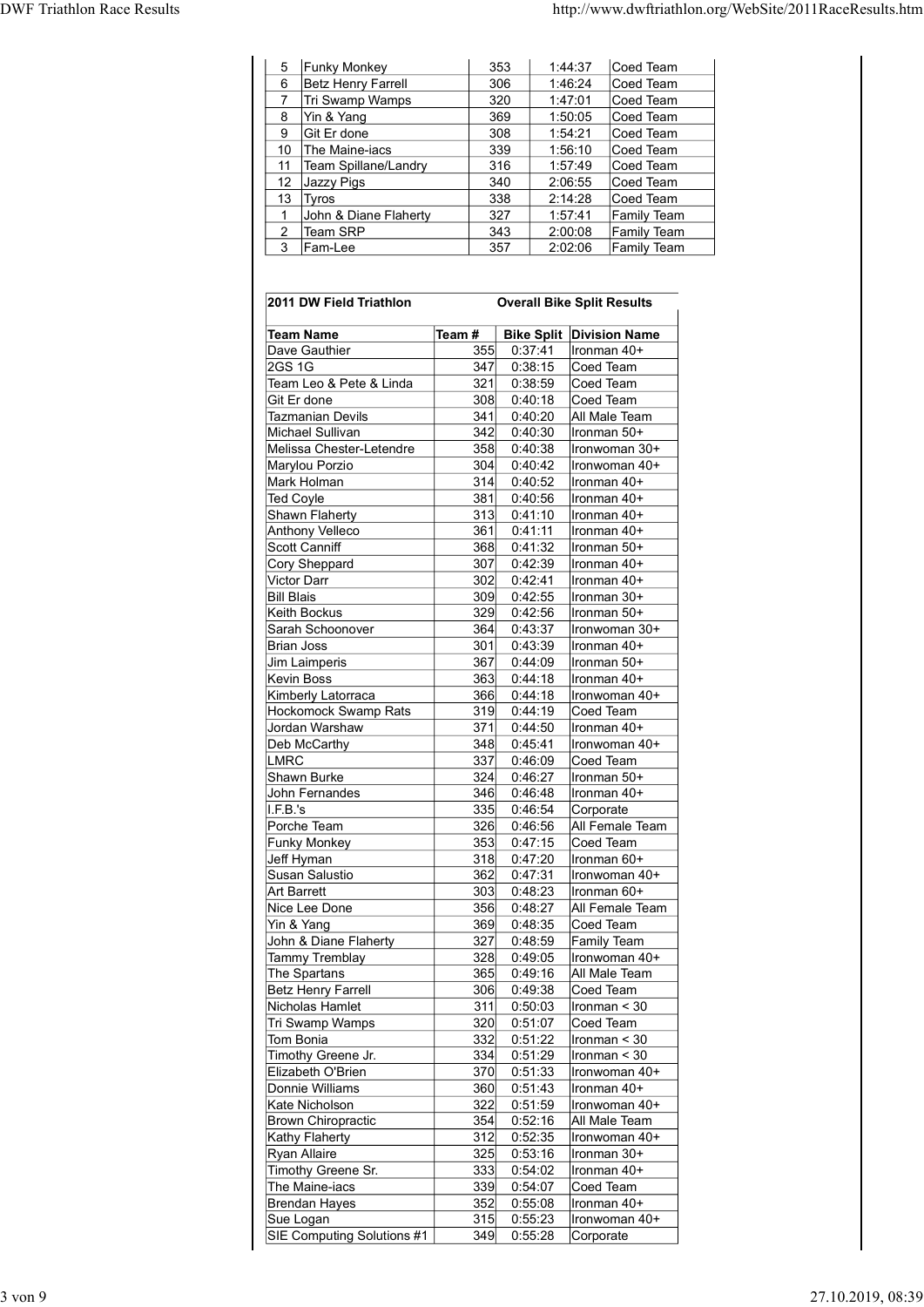| | | | | |
|---|---|---|---|---|
| 5 | Funky Monkey | 353 | 1:44:37 | Coed Team |
| 6 | Betz Henry Farrell | 306 | 1:46:24 | Coed Team |
| 7 | Tri Swamp Wamps | 320 | 1:47:01 | Coed Team |
| 8 | Yin & Yang | 369 | 1:50:05 | Coed Team |
| 9 | Git Er done | 308 | 1:54:21 | Coed Team |
| 10 | The Maine-iacs | 339 | 1:56:10 | Coed Team |
| 11 | Team Spillane/Landry | 316 | 1:57:49 | Coed Team |
| 12 | Jazzy Pigs | 340 | 2:06:55 | Coed Team |
| 13 | Tyros | 338 | 2:14:28 | Coed Team |
| 1 | John & Diane Flaherty | 327 | 1:57:41 | Family Team |
| 2 | Team SRP | 343 | 2:00:08 | Family Team |
| 3 | Fam-Lee | 357 | 2:02:06 | Family Team |

**2011 DW Field Triathlon** — **Overall Bike Split Results**

| Team Name | Team # | Bike Split | Division Name |
|---|---|---|---|
| Dave Gauthier | 355 | 0:37:41 | Ironman 40+ |
| 2GS 1G | 347 | 0:38:15 | Coed Team |
| Team Leo & Pete & Linda | 321 | 0:38:59 | Coed Team |
| Git Er done | 308 | 0:40:18 | Coed Team |
| Tazmanian Devils | 341 | 0:40:20 | All Male Team |
| Michael Sullivan | 342 | 0:40:30 | Ironman 50+ |
| Melissa Chester-Letendre | 358 | 0:40:38 | Ironwoman 30+ |
| Marylou Porzio | 304 | 0:40:42 | Ironwoman 40+ |
| Mark Holman | 314 | 0:40:52 | Ironman 40+ |
| Ted Coyle | 381 | 0:40:56 | Ironman 40+ |
| Shawn Flaherty | 313 | 0:41:10 | Ironman 40+ |
| Anthony Velleco | 361 | 0:41:11 | Ironman 40+ |
| Scott Canniff | 368 | 0:41:32 | Ironman 50+ |
| Cory Sheppard | 307 | 0:42:39 | Ironman 40+ |
| Victor Darr | 302 | 0:42:41 | Ironman 40+ |
| Bill Blais | 309 | 0:42:55 | Ironman 30+ |
| Keith Bockus | 329 | 0:42:56 | Ironman 50+ |
| Sarah Schoonover | 364 | 0:43:37 | Ironwoman 30+ |
| Brian Joss | 301 | 0:43:39 | Ironman 40+ |
| Jim Laimperis | 367 | 0:44:09 | Ironman 50+ |
| Kevin Boss | 363 | 0:44:18 | Ironman 40+ |
| Kimberly Latorraca | 366 | 0:44:18 | Ironwoman 40+ |
| Hockomock Swamp Rats | 319 | 0:44:19 | Coed Team |
| Jordan Warshaw | 371 | 0:44:50 | Ironman 40+ |
| Deb McCarthy | 348 | 0:45:41 | Ironwoman 40+ |
| LMRC | 337 | 0:46:09 | Coed Team |
| Shawn Burke | 324 | 0:46:27 | Ironman 50+ |
| John Fernandes | 346 | 0:46:48 | Ironman 40+ |
| I.F.B.'s | 335 | 0:46:54 | Corporate |
| Porche Team | 326 | 0:46:56 | All Female Team |
| Funky Monkey | 353 | 0:47:15 | Coed Team |
| Jeff Hyman | 318 | 0:47:20 | Ironman 60+ |
| Susan Salustio | 362 | 0:47:31 | Ironwoman 40+ |
| Art Barrett | 303 | 0:48:23 | Ironman 60+ |
| Nice Lee Done | 356 | 0:48:27 | All Female Team |
| Yin & Yang | 369 | 0:48:35 | Coed Team |
| John & Diane Flaherty | 327 | 0:48:59 | Family Team |
| Tammy Tremblay | 328 | 0:49:05 | Ironwoman 40+ |
| The Spartans | 365 | 0:49:16 | All Male Team |
| Betz Henry Farrell | 306 | 0:49:38 | Coed Team |
| Nicholas Hamlet | 311 | 0:50:03 | Ironman < 30 |
| Tri Swamp Wamps | 320 | 0:51:07 | Coed Team |
| Tom Bonia | 332 | 0:51:22 | Ironman < 30 |
| Timothy Greene Jr. | 334 | 0:51:29 | Ironman < 30 |
| Elizabeth O'Brien | 370 | 0:51:33 | Ironwoman 40+ |
| Donnie Williams | 360 | 0:51:43 | Ironman 40+ |
| Kate Nicholson | 322 | 0:51:59 | Ironwoman 40+ |
| Brown Chiropractic | 354 | 0:52:16 | All Male Team |
| Kathy Flaherty | 312 | 0:52:35 | Ironwoman 40+ |
| Ryan Allaire | 325 | 0:53:16 | Ironman 30+ |
| Timothy Greene Sr. | 333 | 0:54:02 | Ironman 40+ |
| The Maine-iacs | 339 | 0:54:07 | Coed Team |
| Brendan Hayes | 352 | 0:55:08 | Ironman 40+ |
| Sue Logan | 315 | 0:55:23 | Ironwoman 40+ |
| SIE Computing Solutions #1 | 349 | 0:55:28 | Corporate |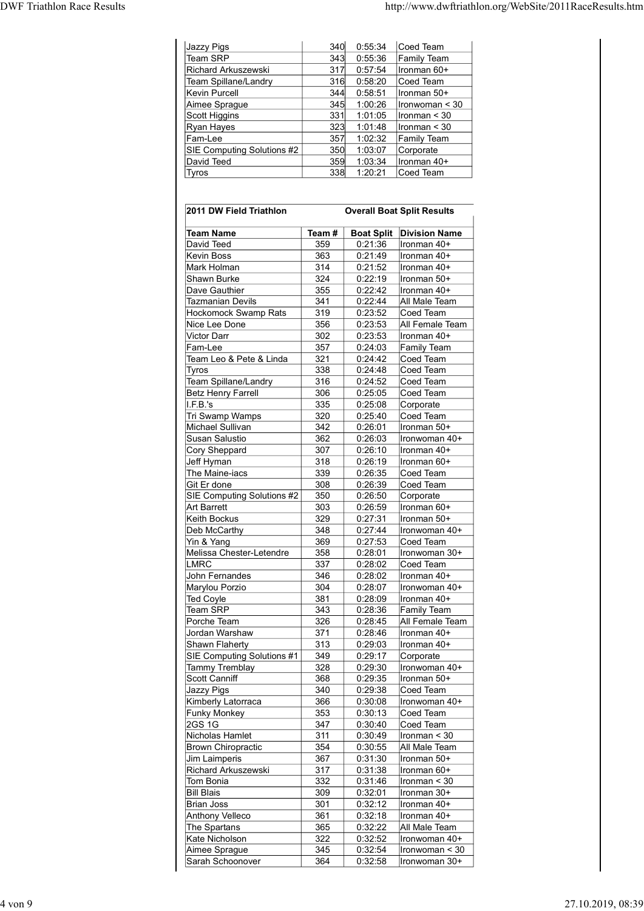| | | | |
|---|---|---|---|
| Jazzy Pigs | 340 | 0:55:34 | Coed Team |
| Team SRP | 343 | 0:55:36 | Family Team |
| Richard Arkuszewski | 317 | 0:57:54 | Ironman 60+ |
| Team Spillane/Landry | 316 | 0:58:20 | Coed Team |
| Kevin Purcell | 344 | 0:58:51 | Ironman 50+ |
| Aimee Sprague | 345 | 1:00:26 | Ironwoman < 30 |
| Scott Higgins | 331 | 1:01:05 | Ironman < 30 |
| Ryan Hayes | 323 | 1:01:48 | Ironman < 30 |
| Fam-Lee | 357 | 1:02:32 | Family Team |
| SIE Computing Solutions #2 | 350 | 1:03:07 | Corporate |
| David Teed | 359 | 1:03:34 | Ironman 40+ |
| Tyros | 338 | 1:20:21 | Coed Team |

**2011 DW Field Triathlon** **Overall Boat Split Results**

| Team Name | Team # | Boat Split | Division Name |
|---|---|---|---|
| David Teed | 359 | 0:21:36 | Ironman 40+ |
| Kevin Boss | 363 | 0:21:49 | Ironman 40+ |
| Mark Holman | 314 | 0:21:52 | Ironman 40+ |
| Shawn Burke | 324 | 0:22:19 | Ironman 50+ |
| Dave Gauthier | 355 | 0:22:42 | Ironman 40+ |
| Tazmanian Devils | 341 | 0:22:44 | All Male Team |
| Hockomock Swamp Rats | 319 | 0:23:52 | Coed Team |
| Nice Lee Done | 356 | 0:23:53 | All Female Team |
| Victor Darr | 302 | 0:23:53 | Ironman 40+ |
| Fam-Lee | 357 | 0:24:03 | Family Team |
| Team Leo & Pete & Linda | 321 | 0:24:42 | Coed Team |
| Tyros | 338 | 0:24:48 | Coed Team |
| Team Spillane/Landry | 316 | 0:24:52 | Coed Team |
| Betz Henry Farrell | 306 | 0:25:05 | Coed Team |
| I.F.B.'s | 335 | 0:25:08 | Corporate |
| Tri Swamp Wamps | 320 | 0:25:40 | Coed Team |
| Michael Sullivan | 342 | 0:26:01 | Ironman 50+ |
| Susan Salustio | 362 | 0:26:03 | Ironwoman 40+ |
| Cory Sheppard | 307 | 0:26:10 | Ironman 40+ |
| Jeff Hyman | 318 | 0:26:19 | Ironman 60+ |
| The Maine-iacs | 339 | 0:26:35 | Coed Team |
| Git Er done | 308 | 0:26:39 | Coed Team |
| SIE Computing Solutions #2 | 350 | 0:26:50 | Corporate |
| Art Barrett | 303 | 0:26:59 | Ironman 60+ |
| Keith Bockus | 329 | 0:27:31 | Ironman 50+ |
| Deb McCarthy | 348 | 0:27:44 | Ironwoman 40+ |
| Yin & Yang | 369 | 0:27:53 | Coed Team |
| Melissa Chester-Letendre | 358 | 0:28:01 | Ironwoman 30+ |
| LMRC | 337 | 0:28:02 | Coed Team |
| John Fernandes | 346 | 0:28:02 | Ironman 40+ |
| Marylou Porzio | 304 | 0:28:07 | Ironwoman 40+ |
| Ted Coyle | 381 | 0:28:09 | Ironman 40+ |
| Team SRP | 343 | 0:28:36 | Family Team |
| Porche Team | 326 | 0:28:45 | All Female Team |
| Jordan Warshaw | 371 | 0:28:46 | Ironman 40+ |
| Shawn Flaherty | 313 | 0:29:03 | Ironman 40+ |
| SIE Computing Solutions #1 | 349 | 0:29:17 | Corporate |
| Tammy Tremblay | 328 | 0:29:30 | Ironwoman 40+ |
| Scott Canniff | 368 | 0:29:35 | Ironman 50+ |
| Jazzy Pigs | 340 | 0:29:38 | Coed Team |
| Kimberly Latorraca | 366 | 0:30:08 | Ironwoman 40+ |
| Funky Monkey | 353 | 0:30:13 | Coed Team |
| 2GS 1G | 347 | 0:30:40 | Coed Team |
| Nicholas Hamlet | 311 | 0:30:49 | Ironman < 30 |
| Brown Chiropractic | 354 | 0:30:55 | All Male Team |
| Jim Laimperis | 367 | 0:31:30 | Ironman 50+ |
| Richard Arkuszewski | 317 | 0:31:38 | Ironman 60+ |
| Tom Bonia | 332 | 0:31:46 | Ironman < 30 |
| Bill Blais | 309 | 0:32:01 | Ironman 30+ |
| Brian Joss | 301 | 0:32:12 | Ironman 40+ |
| Anthony Velleco | 361 | 0:32:18 | Ironman 40+ |
| The Spartans | 365 | 0:32:22 | All Male Team |
| Kate Nicholson | 322 | 0:32:52 | Ironwoman 40+ |
| Aimee Sprague | 345 | 0:32:54 | Ironwoman < 30 |
| Sarah Schoonover | 364 | 0:32:58 | Ironwoman 30+ |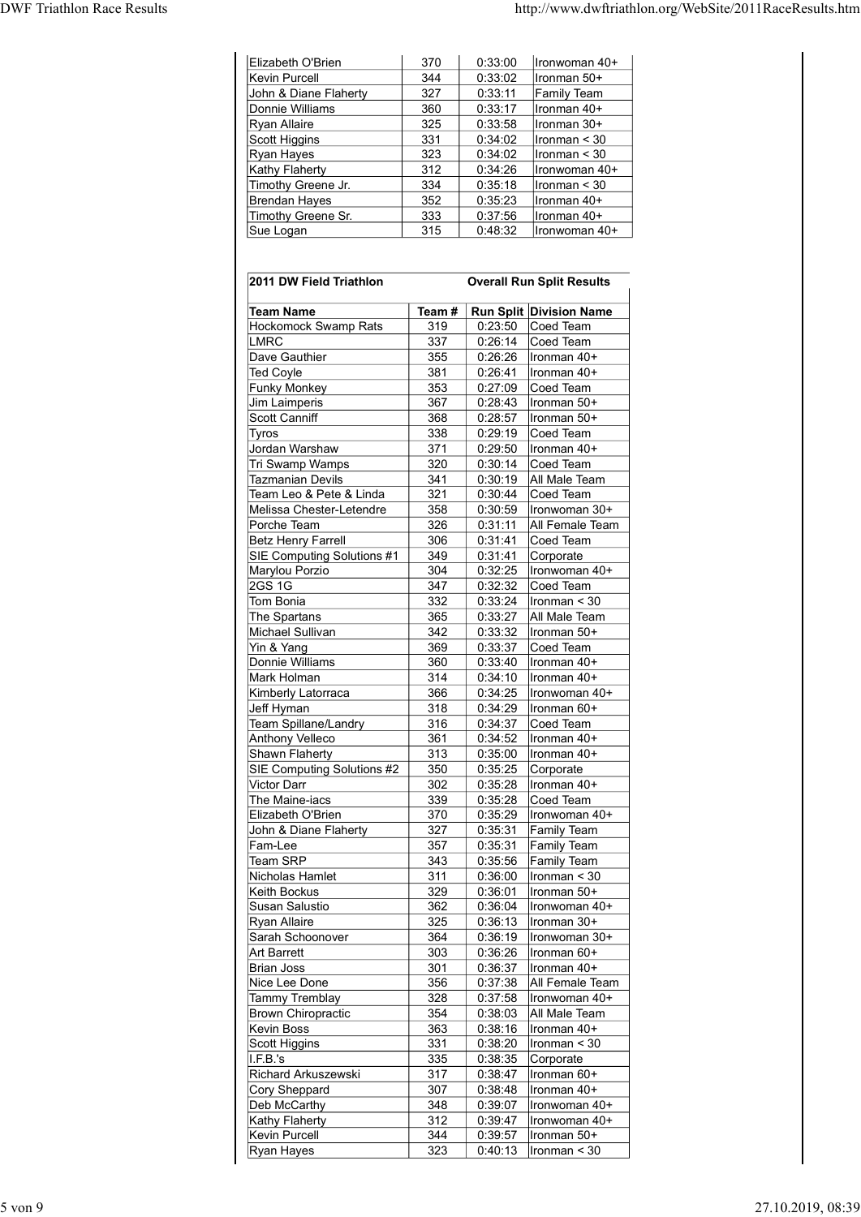| | | | |
|---|---|---|---|
| Elizabeth O'Brien | 370 | 0:33:00 | Ironwoman 40+ |
| Kevin Purcell | 344 | 0:33:02 | Ironman 50+ |
| John & Diane Flaherty | 327 | 0:33:11 | Family Team |
| Donnie Williams | 360 | 0:33:17 | Ironman 40+ |
| Ryan Allaire | 325 | 0:33:58 | Ironman 30+ |
| Scott Higgins | 331 | 0:34:02 | Ironman < 30 |
| Ryan Hayes | 323 | 0:34:02 | Ironman < 30 |
| Kathy Flaherty | 312 | 0:34:26 | Ironwoman 40+ |
| Timothy Greene Jr. | 334 | 0:35:18 | Ironman < 30 |
| Brendan Hayes | 352 | 0:35:23 | Ironman 40+ |
| Timothy Greene Sr. | 333 | 0:37:56 | Ironman 40+ |
| Sue Logan | 315 | 0:48:32 | Ironwoman 40+ |

**2011 DW Field Triathlon** — **Overall Run Split Results**

| Team Name | Team # | Run Split | Division Name |
|---|---|---|---|
| Hockomock Swamp Rats | 319 | 0:23:50 | Coed Team |
| LMRC | 337 | 0:26:14 | Coed Team |
| Dave Gauthier | 355 | 0:26:26 | Ironman 40+ |
| Ted Coyle | 381 | 0:26:41 | Ironman 40+ |
| Funky Monkey | 353 | 0:27:09 | Coed Team |
| Jim Laimperis | 367 | 0:28:43 | Ironman 50+ |
| Scott Canniff | 368 | 0:28:57 | Ironman 50+ |
| Tyros | 338 | 0:29:19 | Coed Team |
| Jordan Warshaw | 371 | 0:29:50 | Ironman 40+ |
| Tri Swamp Wamps | 320 | 0:30:14 | Coed Team |
| Tazmanian Devils | 341 | 0:30:19 | All Male Team |
| Team Leo & Pete & Linda | 321 | 0:30:44 | Coed Team |
| Melissa Chester-Letendre | 358 | 0:30:59 | Ironwoman 30+ |
| Porche Team | 326 | 0:31:11 | All Female Team |
| Betz Henry Farrell | 306 | 0:31:41 | Coed Team |
| SIE Computing Solutions #1 | 349 | 0:31:41 | Corporate |
| Marylou Porzio | 304 | 0:32:25 | Ironwoman 40+ |
| 2GS 1G | 347 | 0:32:32 | Coed Team |
| Tom Bonia | 332 | 0:33:24 | Ironman < 30 |
| The Spartans | 365 | 0:33:27 | All Male Team |
| Michael Sullivan | 342 | 0:33:32 | Ironman 50+ |
| Yin & Yang | 369 | 0:33:37 | Coed Team |
| Donnie Williams | 360 | 0:33:40 | Ironman 40+ |
| Mark Holman | 314 | 0:34:10 | Ironman 40+ |
| Kimberly Latorraca | 366 | 0:34:25 | Ironwoman 40+ |
| Jeff Hyman | 318 | 0:34:29 | Ironman 60+ |
| Team Spillane/Landry | 316 | 0:34:37 | Coed Team |
| Anthony Velleco | 361 | 0:34:52 | Ironman 40+ |
| Shawn Flaherty | 313 | 0:35:00 | Ironman 40+ |
| SIE Computing Solutions #2 | 350 | 0:35:25 | Corporate |
| Victor Darr | 302 | 0:35:28 | Ironman 40+ |
| The Maine-iacs | 339 | 0:35:28 | Coed Team |
| Elizabeth O'Brien | 370 | 0:35:29 | Ironwoman 40+ |
| John & Diane Flaherty | 327 | 0:35:31 | Family Team |
| Fam-Lee | 357 | 0:35:31 | Family Team |
| Team SRP | 343 | 0:35:56 | Family Team |
| Nicholas Hamlet | 311 | 0:36:00 | Ironman < 30 |
| Keith Bockus | 329 | 0:36:01 | Ironman 50+ |
| Susan Salustio | 362 | 0:36:04 | Ironwoman 40+ |
| Ryan Allaire | 325 | 0:36:13 | Ironman 30+ |
| Sarah Schoonover | 364 | 0:36:19 | Ironwoman 30+ |
| Art Barrett | 303 | 0:36:26 | Ironman 60+ |
| Brian Joss | 301 | 0:36:37 | Ironman 40+ |
| Nice Lee Done | 356 | 0:37:38 | All Female Team |
| Tammy Tremblay | 328 | 0:37:58 | Ironwoman 40+ |
| Brown Chiropractic | 354 | 0:38:03 | All Male Team |
| Kevin Boss | 363 | 0:38:16 | Ironman 40+ |
| Scott Higgins | 331 | 0:38:20 | Ironman < 30 |
| I.F.B.'s | 335 | 0:38:35 | Corporate |
| Richard Arkuszewski | 317 | 0:38:47 | Ironman 60+ |
| Cory Sheppard | 307 | 0:38:48 | Ironman 40+ |
| Deb McCarthy | 348 | 0:39:07 | Ironwoman 40+ |
| Kathy Flaherty | 312 | 0:39:47 | Ironwoman 40+ |
| Kevin Purcell | 344 | 0:39:57 | Ironman 50+ |
| Ryan Hayes | 323 | 0:40:13 | Ironman < 30 |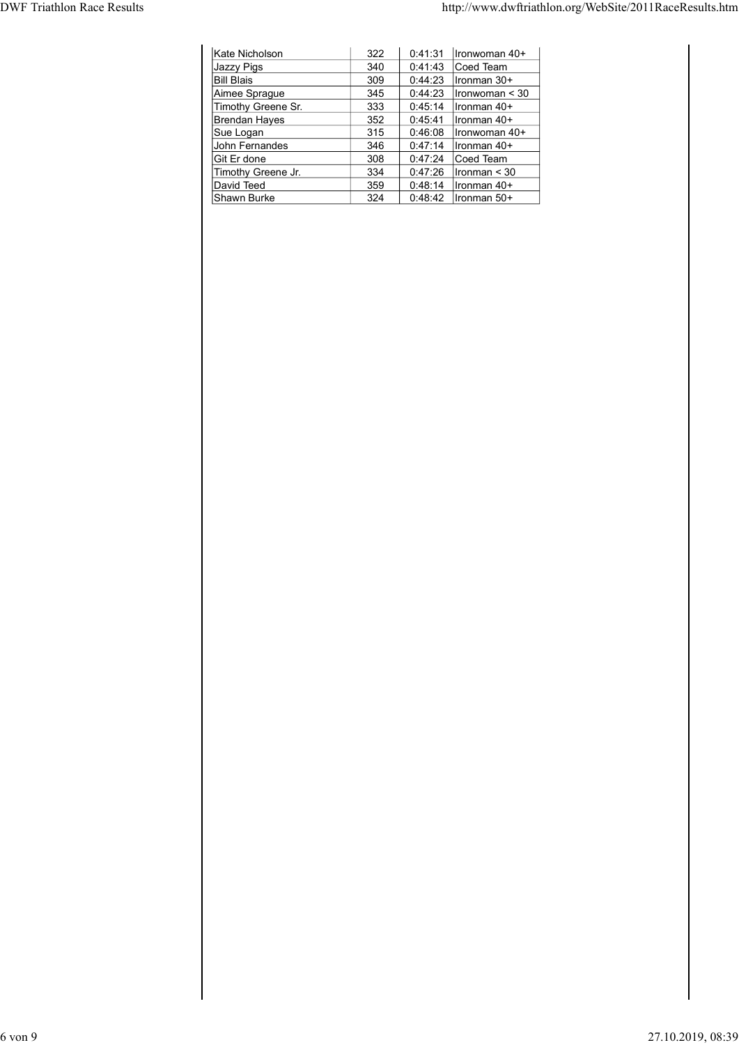| | | | |
|---|---|---|---|
| Kate Nicholson | 322 | 0:41:31 | Ironwoman 40+ |
| Jazzy Pigs | 340 | 0:41:43 | Coed Team |
| Bill Blais | 309 | 0:44:23 | Ironman 30+ |
| Aimee Sprague | 345 | 0:44:23 | Ironwoman < 30 |
| Timothy Greene Sr. | 333 | 0:45:14 | Ironman 40+ |
| Brendan Hayes | 352 | 0:45:41 | Ironman 40+ |
| Sue Logan | 315 | 0:46:08 | Ironwoman 40+ |
| John Fernandes | 346 | 0:47:14 | Ironman 40+ |
| Git Er done | 308 | 0:47:24 | Coed Team |
| Timothy Greene Jr. | 334 | 0:47:26 | Ironman < 30 |
| David Teed | 359 | 0:48:14 | Ironman 40+ |
| Shawn Burke | 324 | 0:48:42 | Ironman 50+ |